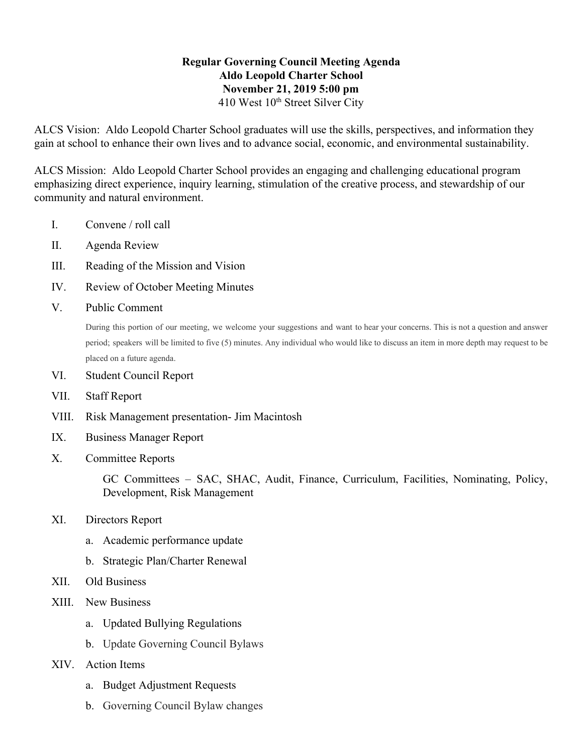**Regular Governing Council Meeting Agenda**
**Aldo Leopold Charter School**
**November 21, 2019 5:00 pm**
410 West 10th Street Silver City

ALCS Vision: Aldo Leopold Charter School graduates will use the skills, perspectives, and information they gain at school to enhance their own lives and to advance social, economic, and environmental sustainability.

ALCS Mission: Aldo Leopold Charter School provides an engaging and challenging educational program emphasizing direct experience, inquiry learning, stimulation of the creative process, and stewardship of our community and natural environment.

I. Convene / roll call

II. Agenda Review

III. Reading of the Mission and Vision

IV. Review of October Meeting Minutes

V. Public Comment

   During this portion of our meeting, we welcome your suggestions and want to hear your concerns. This is not a question and answer period; speakers will be limited to five (5) minutes. Any individual who would like to discuss an item in more depth may request to be placed on a future agenda.

VI. Student Council Report

VII. Staff Report

VIII. Risk Management presentation- Jim Macintosh

IX. Business Manager Report

X. Committee Reports

   GC Committees – SAC, SHAC, Audit, Finance, Curriculum, Facilities, Nominating, Policy, Development, Risk Management

XI. Directors Report

   a. Academic performance update
   b. Strategic Plan/Charter Renewal

XII. Old Business

XIII. New Business

   a. Updated Bullying Regulations
   b. Update Governing Council Bylaws

XIV. Action Items

   a. Budget Adjustment Requests
   b. Governing Council Bylaw changes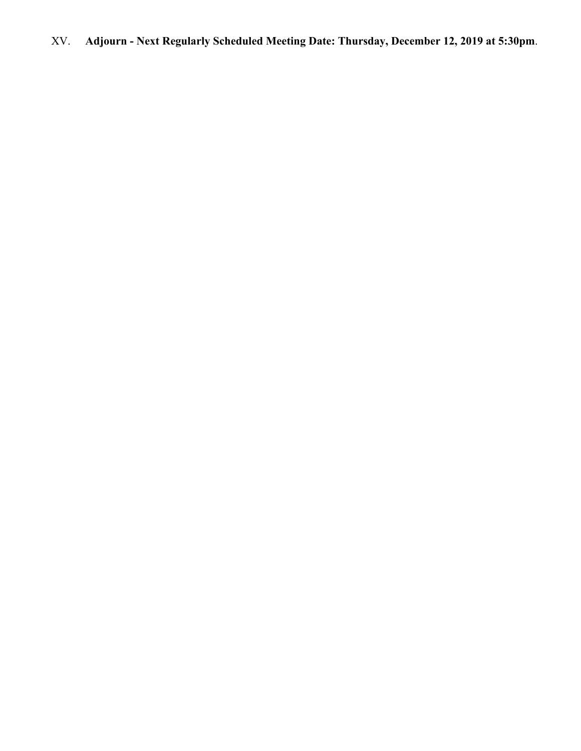XV. **Adjourn - Next Regularly Scheduled Meeting Date: Thursday, December 12, 2019 at 5:30pm**.